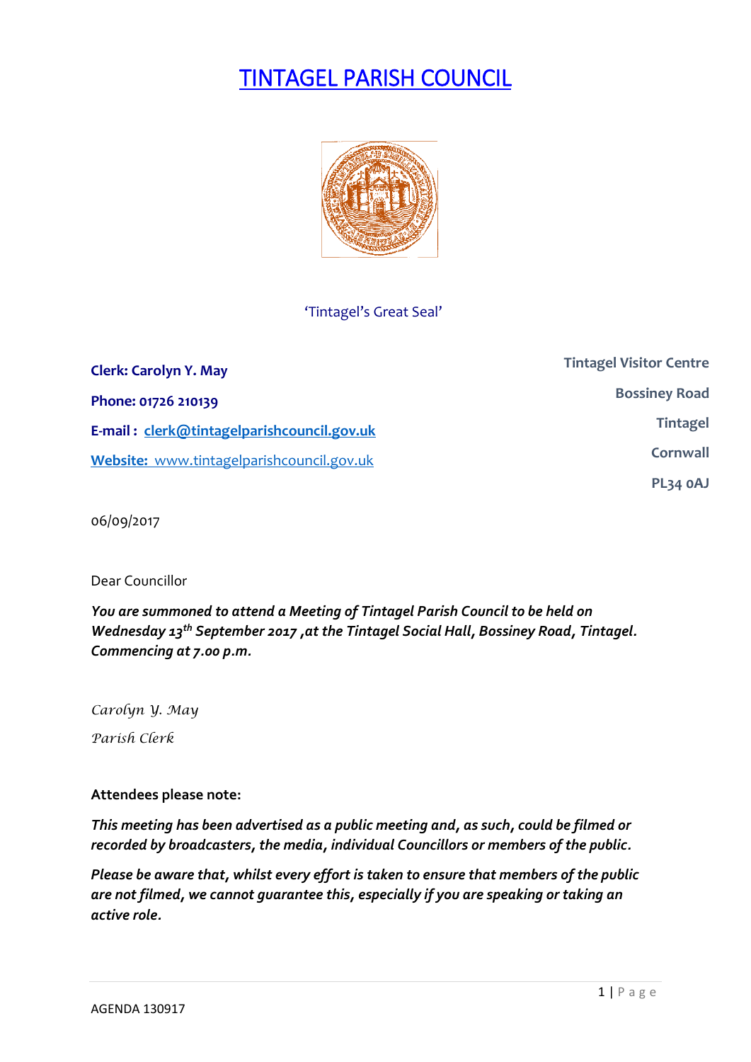# TINTAGEL PARISH COUNCIL

'Tintagel's Great Seal'

**Clerk: Carolyn Y. May**

**Phone: 01726 210139**

**E-mail : clerk@tintagelparishcouncil.gov.uk**

**Website:** www.tintagelparishcouncil.gov.uk

**Tintagel Visitor Centre**
**Bossiney Road**
**Tintagel**
**Cornwall**
**PL34 0AJ**

06/09/2017

Dear Councillor

***You are summoned to attend a Meeting of Tintagel Parish Council to be held on Wednesday 13th September 2017 ,at the Tintagel Social Hall, Bossiney Road, Tintagel. Commencing at 7.00 p.m.***

*Carolyn Y. May*
*Parish Clerk*

**Attendees please note:**

***This meeting has been advertised as a public meeting and, as such, could be filmed or recorded by broadcasters, the media, individual Councillors or members of the public.***

***Please be aware that, whilst every effort is taken to ensure that members of the public are not filmed, we cannot guarantee this, especially if you are speaking or taking an active role.***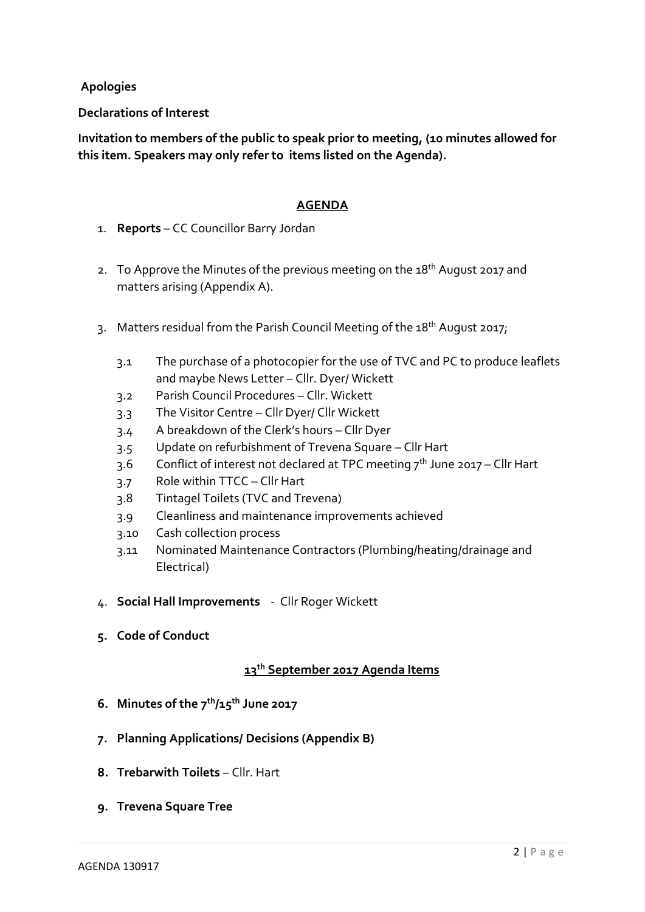**Apologies**

**Declarations of Interest**

**Invitation to members of the public to speak prior to meeting, (10 minutes allowed for this item. Speakers may only refer to items listed on the Agenda).**

## AGENDA

1. **Reports** – CC Councillor Barry Jordan

2. To Approve the Minutes of the previous meeting on the 18th August 2017 and matters arising (Appendix A).

3. Matters residual from the Parish Council Meeting of the 18th August 2017;

   3.1 The purchase of a photocopier for the use of TVC and PC to produce leaflets and maybe News Letter – Cllr. Dyer/ Wickett
   3.2 Parish Council Procedures – Cllr. Wickett
   3.3 The Visitor Centre – Cllr Dyer/ Cllr Wickett
   3.4 A breakdown of the Clerk's hours – Cllr Dyer
   3.5 Update on refurbishment of Trevena Square – Cllr Hart
   3.6 Conflict of interest not declared at TPC meeting 7th June 2017 – Cllr Hart
   3.7 Role within TTCC – Cllr Hart
   3.8 Tintagel Toilets (TVC and Trevena)
   3.9 Cleanliness and maintenance improvements achieved
   3.10 Cash collection process
   3.11 Nominated Maintenance Contractors (Plumbing/heating/drainage and Electrical)

4. **Social Hall Improvements** - Cllr Roger Wickett

5. **Code of Conduct**

## 13th September 2017 Agenda Items

6. **Minutes of the 7th/15th June 2017**

7. **Planning Applications/ Decisions (Appendix B)**

8. **Trebarwith Toilets** – Cllr. Hart

9. **Trevena Square Tree**

AGENDA 130917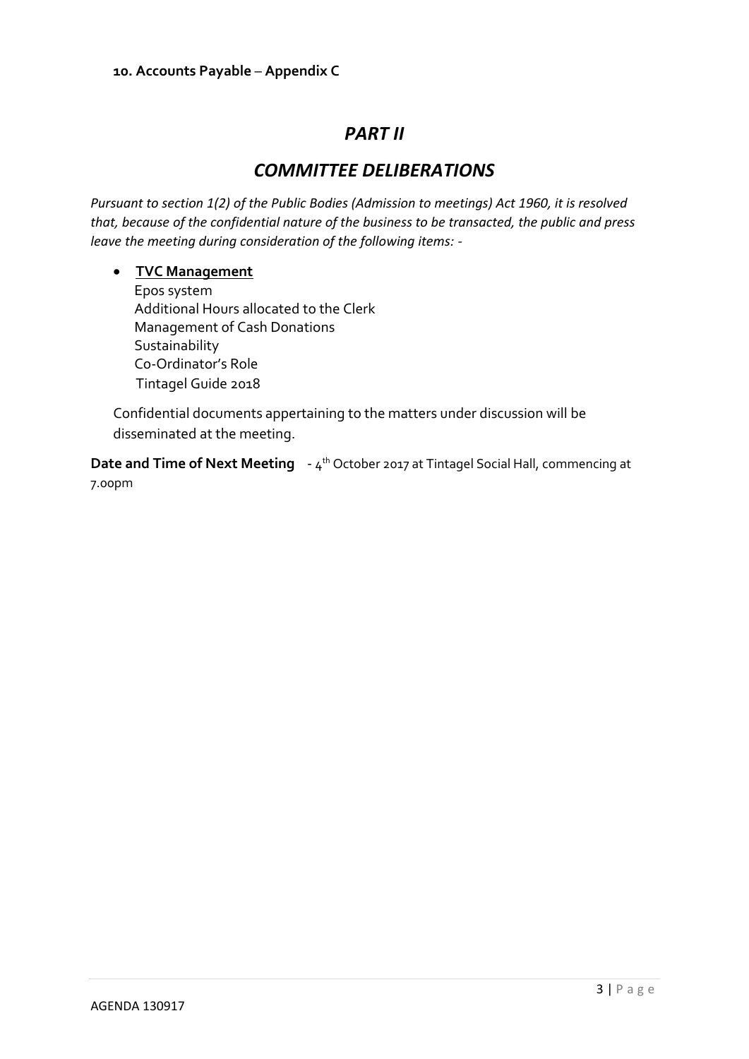**10. Accounts Payable – Appendix C**

# *PART II*

## *COMMITTEE DELIBERATIONS*

*Pursuant to section 1(2) of the Public Bodies (Admission to meetings) Act 1960, it is resolved that, because of the confidential nature of the business to be transacted, the public and press leave the meeting during consideration of the following items: -*

- **TVC Management**
  Epos system
  Additional Hours allocated to the Clerk
  Management of Cash Donations
  Sustainability
  Co-Ordinator's Role
  Tintagel Guide 2018

Confidential documents appertaining to the matters under discussion will be disseminated at the meeting.

**Date and Time of Next Meeting** - 4th October 2017 at Tintagel Social Hall, commencing at 7.00pm